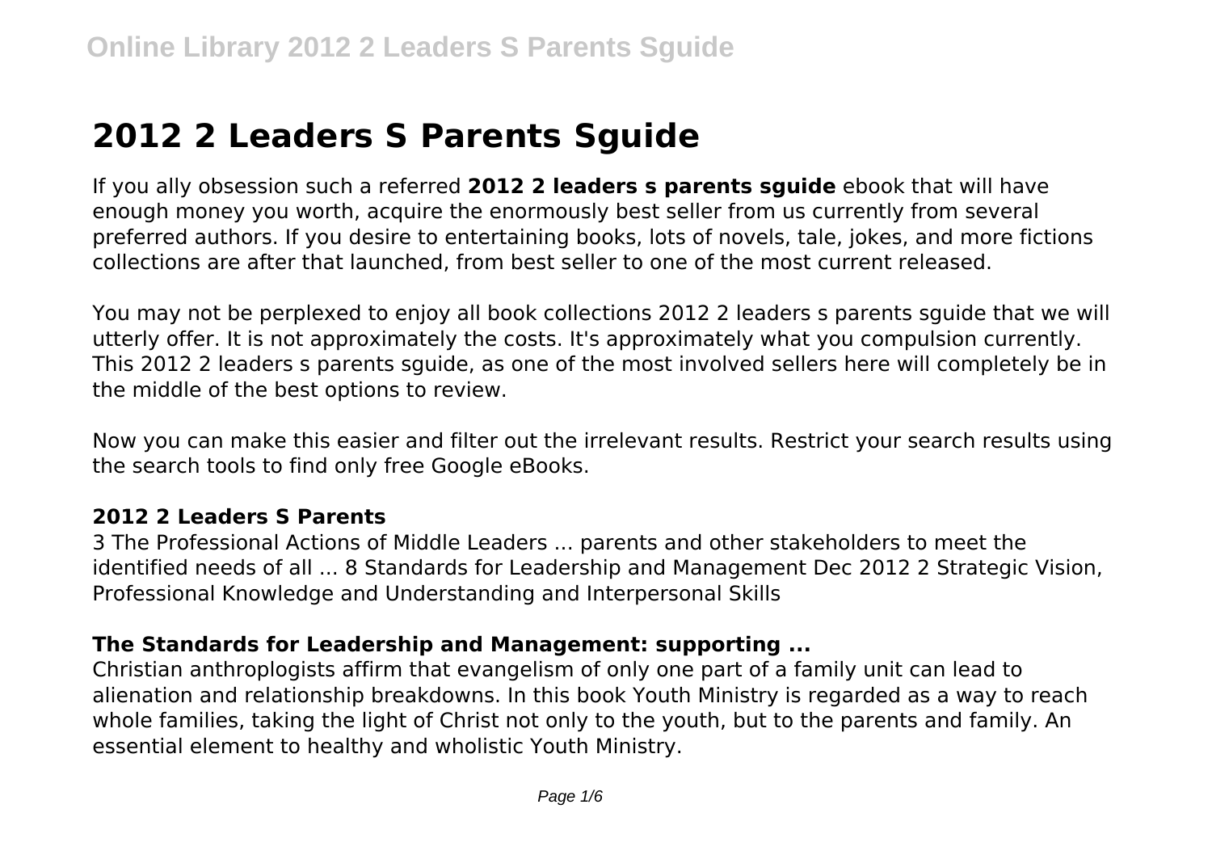# 2012 2 Leaders S Parents Sguide

If you ally obsession such a referred **2012 2 leaders s parents sguide** ebook that will have enough money you worth, acquire the enormously best seller from us currently from several preferred authors. If you desire to entertaining books, lots of novels, tale, jokes, and more fictions collections are after that launched, from best seller to one of the most current released.

You may not be perplexed to enjoy all book collections 2012 2 leaders s parents sguide that we will utterly offer. It is not approximately the costs. It's approximately what you compulsion currently. This 2012 2 leaders s parents sguide, as one of the most involved sellers here will completely be in the middle of the best options to review.

Now you can make this easier and filter out the irrelevant results. Restrict your search results using the search tools to find only free Google eBooks.

### 2012 2 Leaders S Parents

3 The Professional Actions of Middle Leaders ... parents and other stakeholders to meet the identified needs of all ... 8 Standards for Leadership and Management Dec 2012 2 Strategic Vision, Professional Knowledge and Understanding and Interpersonal Skills

### The Standards for Leadership and Management: supporting ...

Christian anthroplogists affirm that evangelism of only one part of a family unit can lead to alienation and relationship breakdowns. In this book Youth Ministry is regarded as a way to reach whole families, taking the light of Christ not only to the youth, but to the parents and family. An essential element to healthy and wholistic Youth Ministry.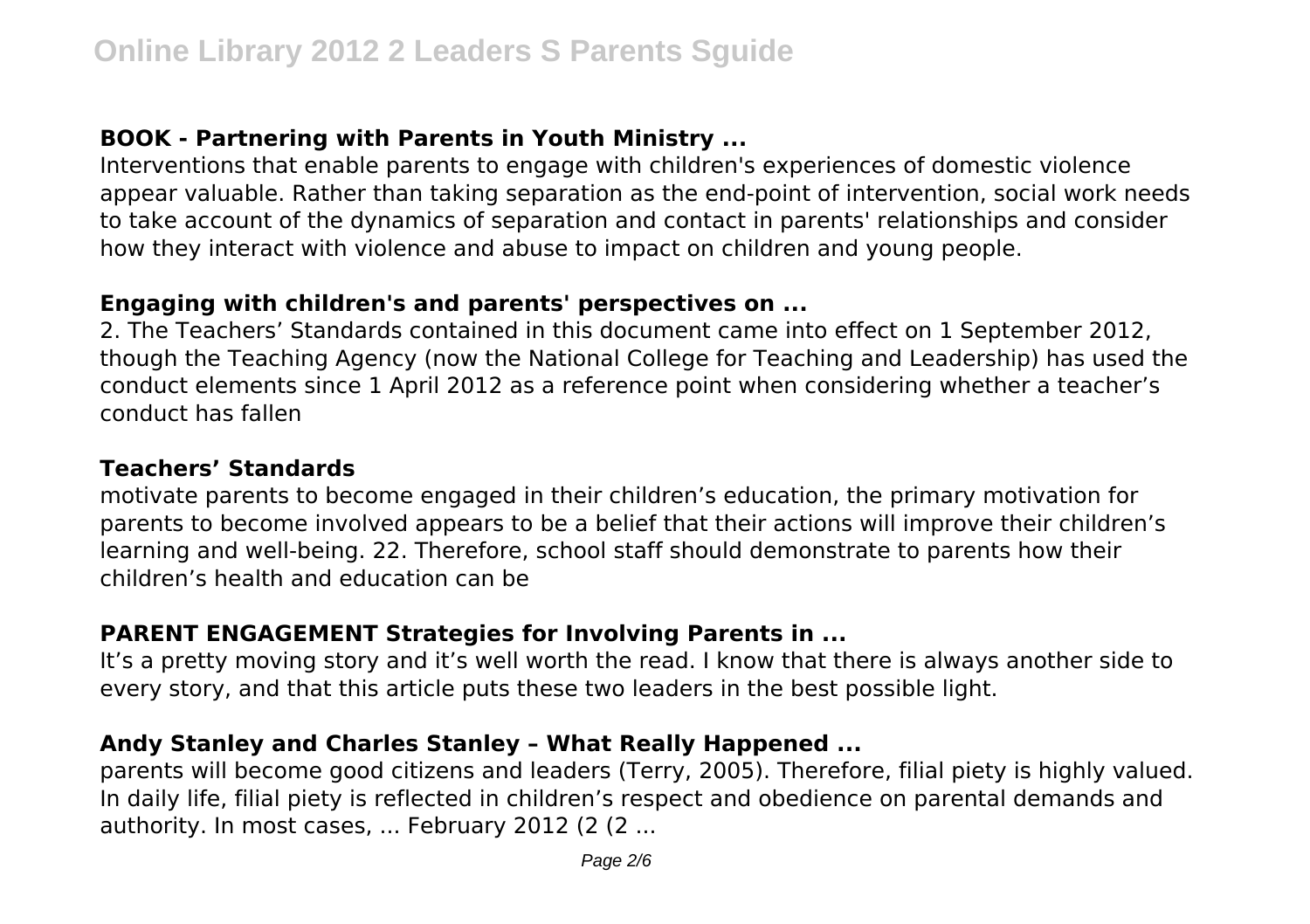### BOOK - Partnering with Parents in Youth Ministry ...

Interventions that enable parents to engage with children's experiences of domestic violence appear valuable. Rather than taking separation as the end-point of intervention, social work needs to take account of the dynamics of separation and contact in parents' relationships and consider how they interact with violence and abuse to impact on children and young people.

### Engaging with children's and parents' perspectives on ...

2. The Teachers' Standards contained in this document came into effect on 1 September 2012, though the Teaching Agency (now the National College for Teaching and Leadership) has used the conduct elements since 1 April 2012 as a reference point when considering whether a teacher's conduct has fallen

### Teachers' Standards

motivate parents to become engaged in their children's education, the primary motivation for parents to become involved appears to be a belief that their actions will improve their children's learning and well-being. 22. Therefore, school staff should demonstrate to parents how their children's health and education can be

### PARENT ENGAGEMENT Strategies for Involving Parents in ...

It's a pretty moving story and it's well worth the read. I know that there is always another side to every story, and that this article puts these two leaders in the best possible light.

### Andy Stanley and Charles Stanley – What Really Happened ...

parents will become good citizens and leaders (Terry, 2005). Therefore, filial piety is highly valued. In daily life, filial piety is reflected in children's respect and obedience on parental demands and authority. In most cases, ... February 2012 (2 (2 ...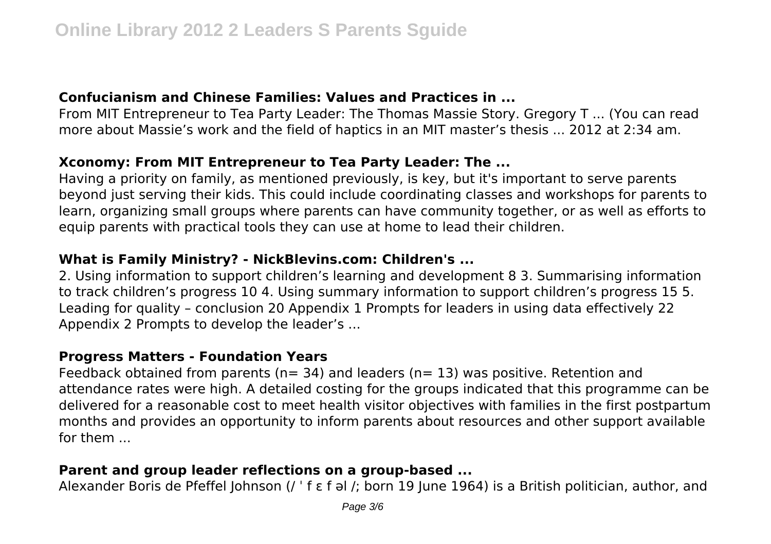### Confucianism and Chinese Families: Values and Practices in ...

From MIT Entrepreneur to Tea Party Leader: The Thomas Massie Story. Gregory T ... (You can read more about Massie's work and the field of haptics in an MIT master's thesis ... 2012 at 2:34 am.

### Xconomy: From MIT Entrepreneur to Tea Party Leader: The ...

Having a priority on family, as mentioned previously, is key, but it's important to serve parents beyond just serving their kids. This could include coordinating classes and workshops for parents to learn, organizing small groups where parents can have community together, or as well as efforts to equip parents with practical tools they can use at home to lead their children.

### What is Family Ministry? - NickBlevins.com: Children's ...

2. Using information to support children's learning and development 8 3. Summarising information to track children's progress 10 4. Using summary information to support children's progress 15 5. Leading for quality – conclusion 20 Appendix 1 Prompts for leaders in using data effectively 22 Appendix 2 Prompts to develop the leader's ...

### Progress Matters - Foundation Years

Feedback obtained from parents (n= 34) and leaders (n= 13) was positive. Retention and attendance rates were high. A detailed costing for the groups indicated that this programme can be delivered for a reasonable cost to meet health visitor objectives with families in the first postpartum months and provides an opportunity to inform parents about resources and other support available for them ...

### Parent and group leader reflections on a group-based ...

Alexander Boris de Pfeffel Johnson (/ ˈ f ɛ f əl /; born 19 June 1964) is a British politician, author, and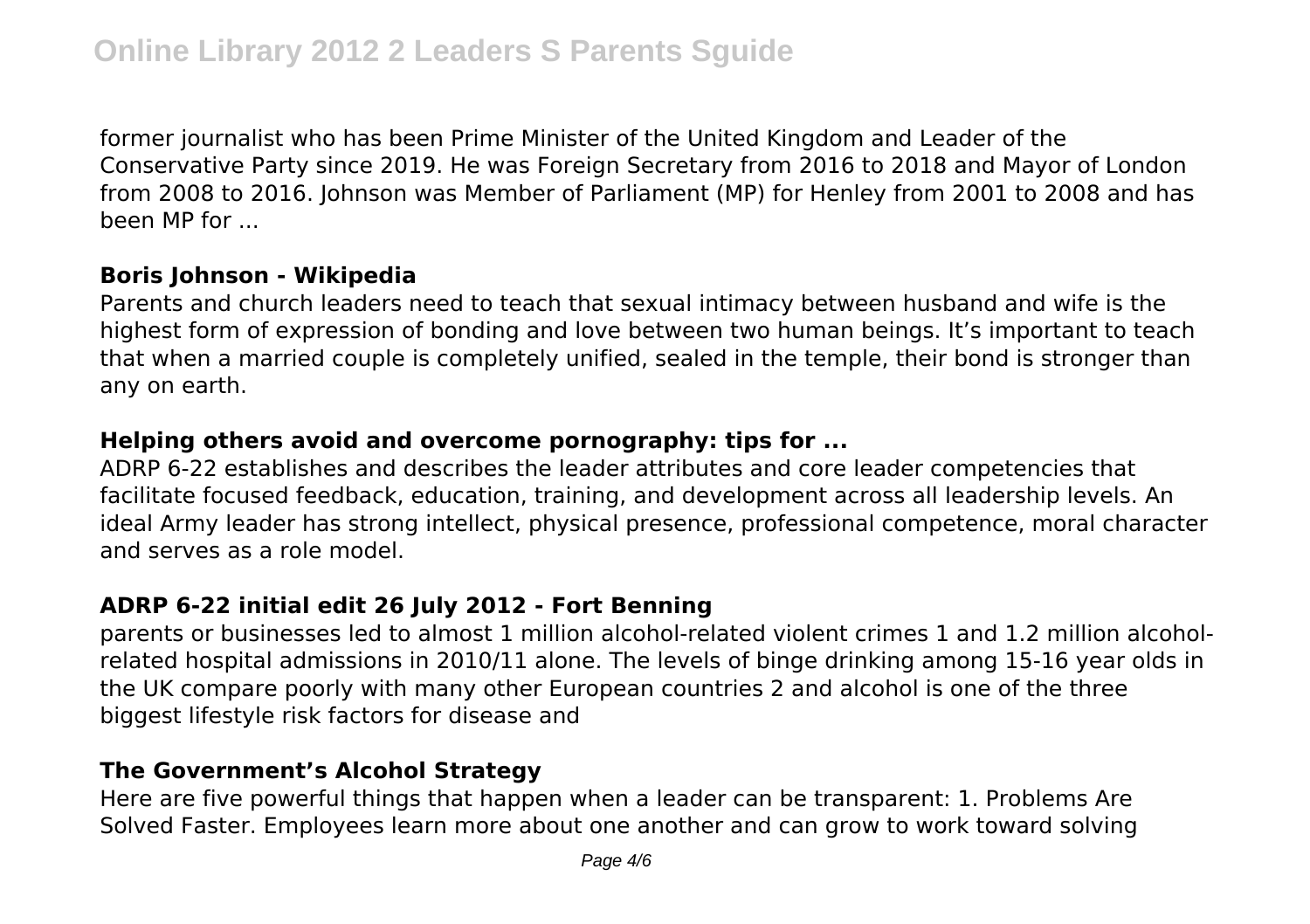former journalist who has been Prime Minister of the United Kingdom and Leader of the Conservative Party since 2019. He was Foreign Secretary from 2016 to 2018 and Mayor of London from 2008 to 2016. Johnson was Member of Parliament (MP) for Henley from 2001 to 2008 and has been MP for ...

**Boris Johnson - Wikipedia**

Parents and church leaders need to teach that sexual intimacy between husband and wife is the highest form of expression of bonding and love between two human beings. It's important to teach that when a married couple is completely unified, sealed in the temple, their bond is stronger than any on earth.

**Helping others avoid and overcome pornography: tips for ...**

ADRP 6-22 establishes and describes the leader attributes and core leader competencies that facilitate focused feedback, education, training, and development across all leadership levels. An ideal Army leader has strong intellect, physical presence, professional competence, moral character and serves as a role model.

**ADRP 6-22 initial edit 26 July 2012 - Fort Benning**

parents or businesses led to almost 1 million alcohol-related violent crimes 1 and 1.2 million alcohol-related hospital admissions in 2010/11 alone. The levels of binge drinking among 15-16 year olds in the UK compare poorly with many other European countries 2 and alcohol is one of the three biggest lifestyle risk factors for disease and

**The Government's Alcohol Strategy**

Here are five powerful things that happen when a leader can be transparent: 1. Problems Are Solved Faster. Employees learn more about one another and can grow to work toward solving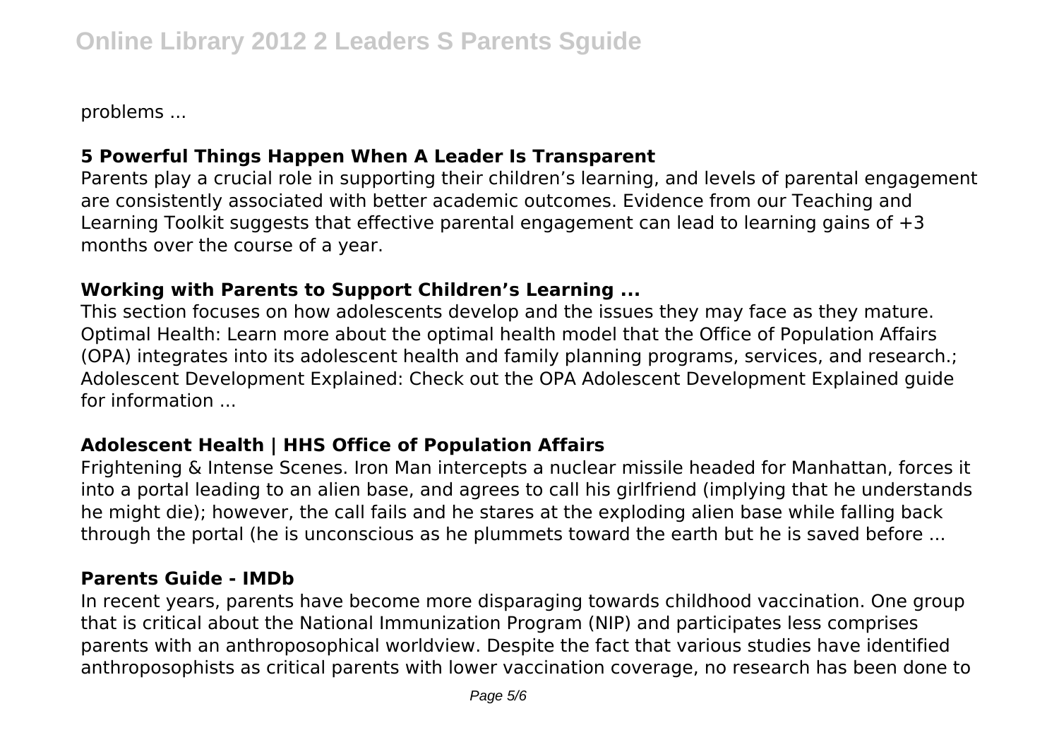problems ...

### 5 Powerful Things Happen When A Leader Is Transparent

Parents play a crucial role in supporting their children's learning, and levels of parental engagement are consistently associated with better academic outcomes. Evidence from our Teaching and Learning Toolkit suggests that effective parental engagement can lead to learning gains of +3 months over the course of a year.

### Working with Parents to Support Children's Learning ...

This section focuses on how adolescents develop and the issues they may face as they mature. Optimal Health: Learn more about the optimal health model that the Office of Population Affairs (OPA) integrates into its adolescent health and family planning programs, services, and research.; Adolescent Development Explained: Check out the OPA Adolescent Development Explained guide for information ...

### Adolescent Health | HHS Office of Population Affairs

Frightening & Intense Scenes. Iron Man intercepts a nuclear missile headed for Manhattan, forces it into a portal leading to an alien base, and agrees to call his girlfriend (implying that he understands he might die); however, the call fails and he stares at the exploding alien base while falling back through the portal (he is unconscious as he plummets toward the earth but he is saved before ...

### Parents Guide - IMDb

In recent years, parents have become more disparaging towards childhood vaccination. One group that is critical about the National Immunization Program (NIP) and participates less comprises parents with an anthroposophical worldview. Despite the fact that various studies have identified anthroposophists as critical parents with lower vaccination coverage, no research has been done to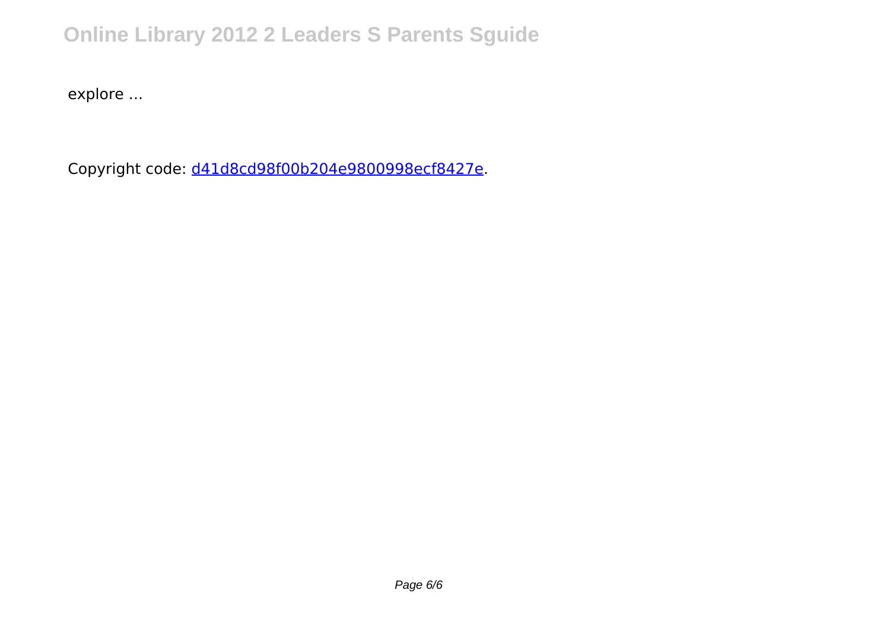explore ...

Copyright code: [d41d8cd98f00b204e9800998ecf8427e](d41d8cd98f00b204e9800998ecf8427e).